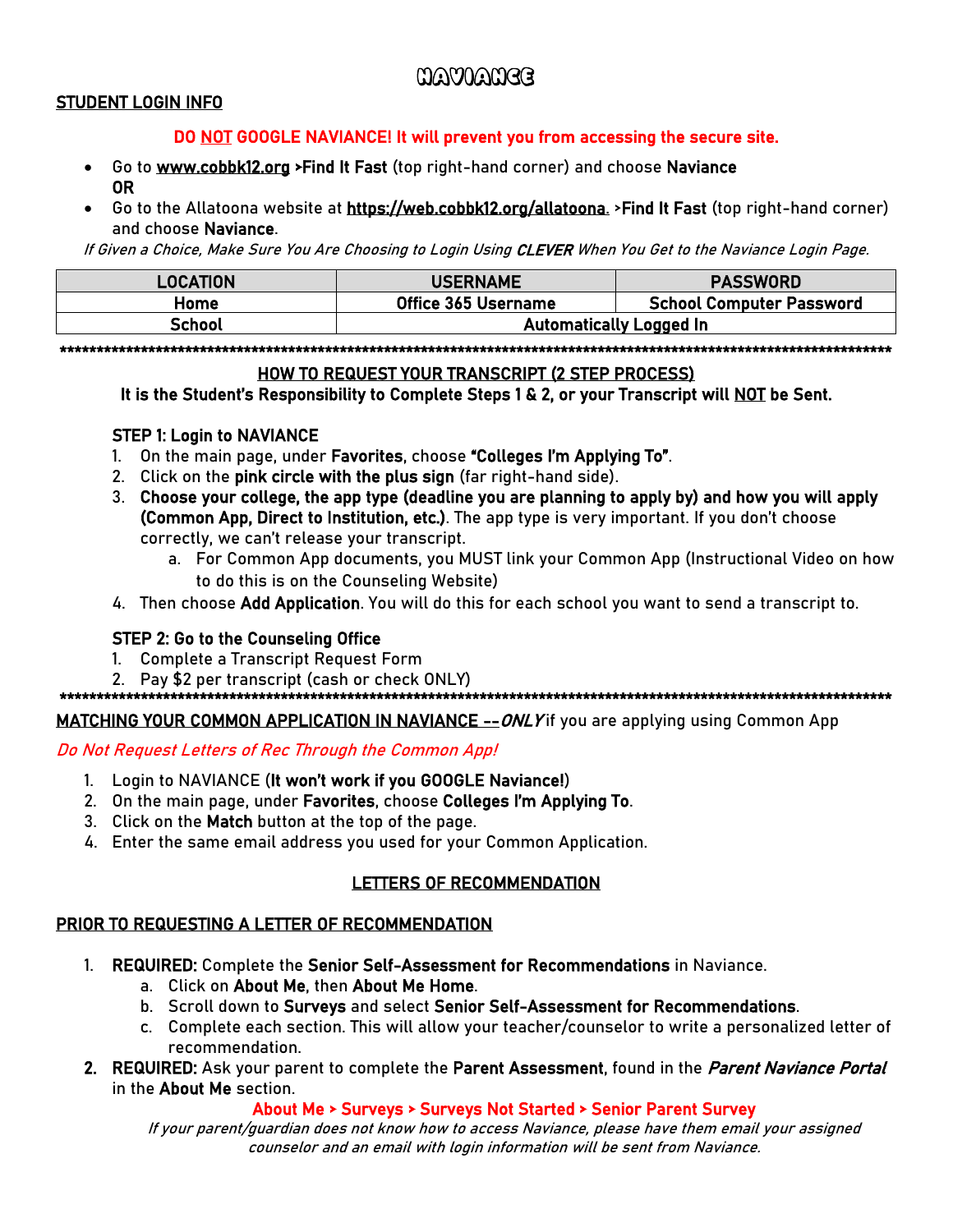# NAVIANCE

## STUDENT LOGIN INFO

**DO NOT GOOGLE NAVIANCE! It will prevent you from accessing the secure site.**

- Go to www.cobbk12.org **>Find It Fast** (top right-hand corner) and choose **Naviance**
  **OR**
- Go to the Allatoona website at https://web.cobbk12.org/allatoona. **>Find It Fast** (top right-hand corner) and choose **Naviance**.

*If Given a Choice, Make Sure You Are Choosing to Login Using **CLEVER** When You Get to the Naviance Login Page.*

| LOCATION | USERNAME | PASSWORD |
|---|---|---|
| Home | Office 365 Username | School Computer Password |
| School | Automatically Logged In | |

****************************************************************************************************************

## HOW TO REQUEST YOUR TRANSCRIPT (2 STEP PROCESS)

**It is the Student's Responsibility to Complete Steps 1 & 2, or your Transcript will NOT be Sent.**

### STEP 1: Login to NAVIANCE

1. On the main page, under **Favorites**, choose **"Colleges I'm Applying To"**.
2. Click on the **pink circle with the plus sign** (far right-hand side).
3. **Choose your college, the app type (deadline you are planning to apply by) and how you will apply (Common App, Direct to Institution, etc.)**. The app type is very important. If you don't choose correctly, we can't release your transcript.
   a. For Common App documents, you MUST link your Common App (Instructional Video on how to do this is on the Counseling Website)
4. Then choose **Add Application**. You will do this for each school you want to send a transcript to.

### STEP 2: Go to the Counseling Office

1. Complete a Transcript Request Form
2. Pay $2 per transcript (cash or check ONLY)

****************************************************************************************************************

## MATCHING YOUR COMMON APPLICATION IN NAVIANCE --*ONLY* if you are applying using Common App

*Do Not Request Letters of Rec Through the Common App!*

1. Login to NAVIANCE (**It won't work if you GOOGLE Naviance!**)
2. On the main page, under **Favorites**, choose **Colleges I'm Applying To**.
3. Click on the **Match** button at the top of the page.
4. Enter the same email address you used for your Common Application.

## LETTERS OF RECOMMENDATION

### PRIOR TO REQUESTING A LETTER OF RECOMMENDATION

1. **REQUIRED:** Complete the **Senior Self-Assessment for Recommendations** in Naviance.
   a. Click on **About Me**, then **About Me Home**.
   b. Scroll down to **Surveys** and select **Senior Self-Assessment for Recommendations**.
   c. Complete each section. This will allow your teacher/counselor to write a personalized letter of recommendation.
2. **REQUIRED:** Ask your parent to complete the **Parent Assessment**, found in the ***Parent Naviance Portal*** in the **About Me** section.

   **About Me > Surveys > Surveys Not Started > Senior Parent Survey**

   *If your parent/guardian does not know how to access Naviance, please have them email your assigned counselor and an email with login information will be sent from Naviance.*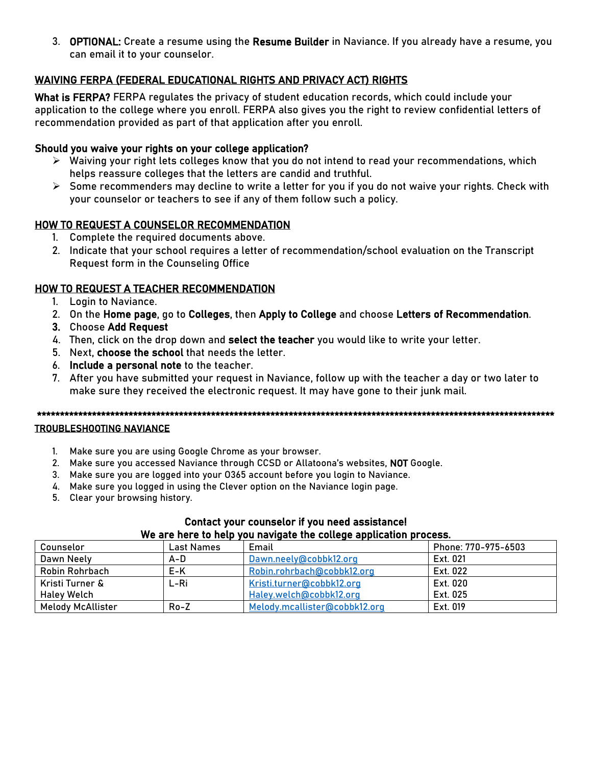3. **OPTIONAL:** Create a resume using the **Resume Builder** in Naviance. If you already have a resume, you can email it to your counselor.

## WAIVING FERPA (FEDERAL EDUCATIONAL RIGHTS AND PRIVACY ACT) RIGHTS

**What is FERPA?** FERPA regulates the privacy of student education records, which could include your application to the college where you enroll. FERPA also gives you the right to review confidential letters of recommendation provided as part of that application after you enroll.

**Should you waive your rights on your college application?**

- Waiving your right lets colleges know that you do not intend to read your recommendations, which helps reassure colleges that the letters are candid and truthful.
- Some recommenders may decline to write a letter for you if you do not waive your rights. Check with your counselor or teachers to see if any of them follow such a policy.

## HOW TO REQUEST A COUNSELOR RECOMMENDATION

1. Complete the required documents above.
2. Indicate that your school requires a letter of recommendation/school evaluation on the Transcript Request form in the Counseling Office

## HOW TO REQUEST A TEACHER RECOMMENDATION

1. Login to Naviance.
2. On the **Home page**, go to **Colleges**, then **Apply to College** and choose **Letters of Recommendation**.
3. Choose **Add Request**
4. Then, click on the drop down and **select the teacher** you would like to write your letter.
5. Next, **choose the school** that needs the letter.
6. **Include a personal note** to the teacher.
7. After you have submitted your request in Naviance, follow up with the teacher a day or two later to make sure they received the electronic request. It may have gone to their junk mail.

*****************************************************************************************************************************

## TROUBLESHOOTING NAVIANCE

1. Make sure you are using Google Chrome as your browser.
2. Make sure you accessed Naviance through CCSD or Allatoona's websites, **NOT** Google.
3. Make sure you are logged into your O365 account before you login to Naviance.
4. Make sure you logged in using the Clever option on the Naviance login page.
5. Clear your browsing history.

**Contact your counselor if you need assistance!**
**We are here to help you navigate the college application process.**

| Counselor | Last Names | Email | Phone: 770-975-6503 |
|---|---|---|---|
| Dawn Neely | A-D | Dawn.neely@cobbk12.org | Ext. 021 |
| Robin Rohrbach | E-K | Robin.rohrbach@cobbk12.org | Ext. 022 |
| Kristi Turner & Haley Welch | L-Ri | Kristi.turner@cobbk12.org Haley.welch@cobbk12.org | Ext. 020 Ext. 025 |
| Melody McAllister | Ro-Z | Melody.mcallister@cobbk12.org | Ext. 019 |